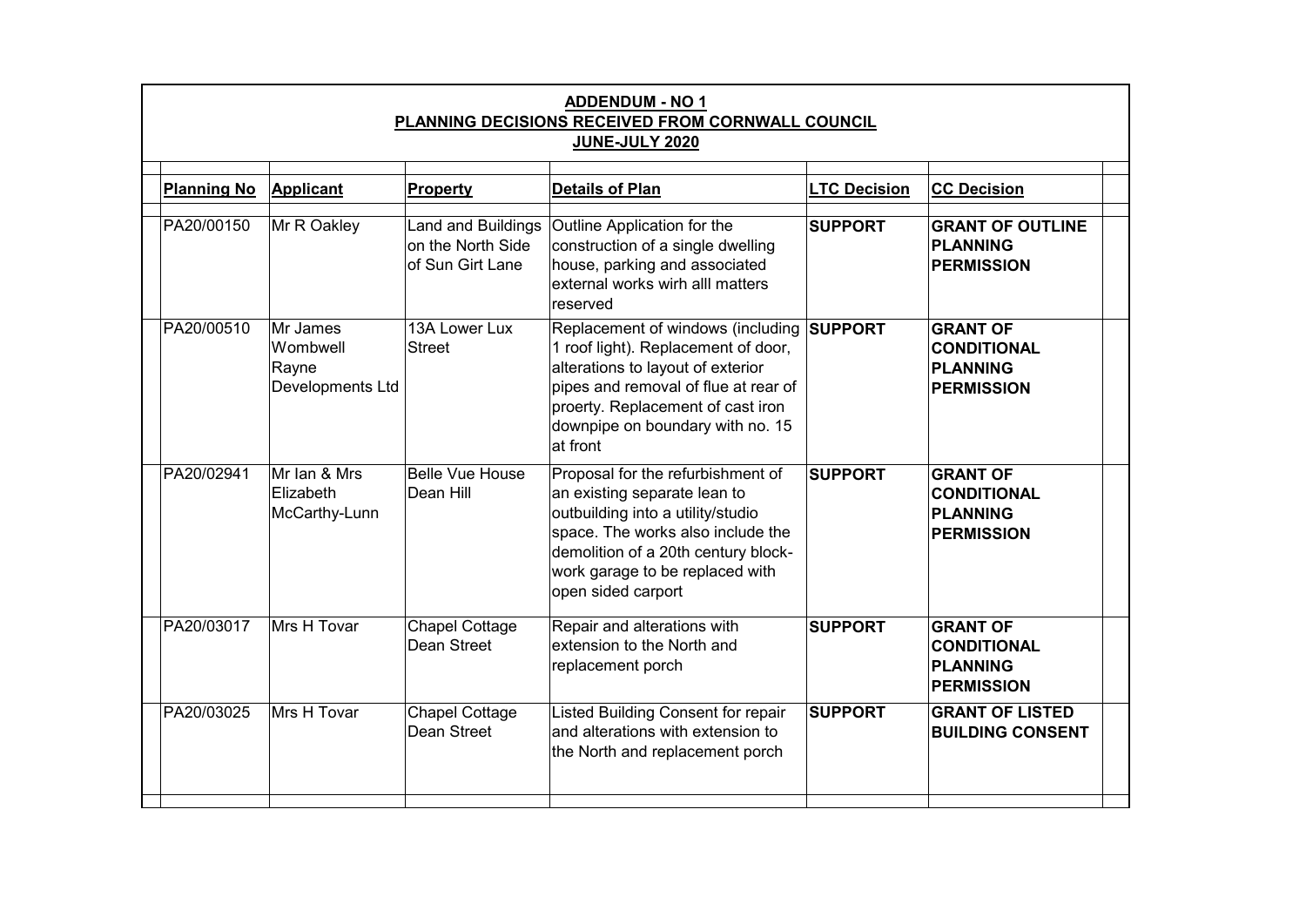**ADDENDUM - NO 1**

**PLANNING DECISIONS RECEIVED FROM CORNWALL COUNCIL**

**JUNE-JULY 2020**

| Planning No | Applicant | Property | Details of Plan | LTC Decision | CC Decision |
|---|---|---|---|---|---|
| PA20/00150 | Mr R Oakley | Land and Buildings on the North Side of Sun Girt Lane | Outline Application for the construction of a single dwelling house, parking and associated external works wirh alll matters reserved | **SUPPORT** | **GRANT OF OUTLINE PLANNING PERMISSION** |
| PA20/00510 | Mr James Wombwell Rayne Developments Ltd | 13A Lower Lux Street | Replacement of windows (including 1 roof light). Replacement of door, alterations to layout of exterior pipes and removal of flue at rear of proerty. Replacement of cast iron downpipe on boundary with no. 15 at front | **SUPPORT** | **GRANT OF CONDITIONAL PLANNING PERMISSION** |
| PA20/02941 | Mr Ian & Mrs Elizabeth McCarthy-Lunn | Belle Vue House Dean Hill | Proposal for the refurbishment of an existing separate lean to outbuilding into a utility/studio space. The works also include the demolition of a 20th century block-work garage to be replaced with open sided carport | **SUPPORT** | **GRANT OF CONDITIONAL PLANNING PERMISSION** |
| PA20/03017 | Mrs H Tovar | Chapel Cottage Dean Street | Repair and alterations with extension to the North and replacement porch | **SUPPORT** | **GRANT OF CONDITIONAL PLANNING PERMISSION** |
| PA20/03025 | Mrs H Tovar | Chapel Cottage Dean Street | Listed Building Consent for repair and alterations with extension to the North and replacement porch | **SUPPORT** | **GRANT OF LISTED BUILDING CONSENT** |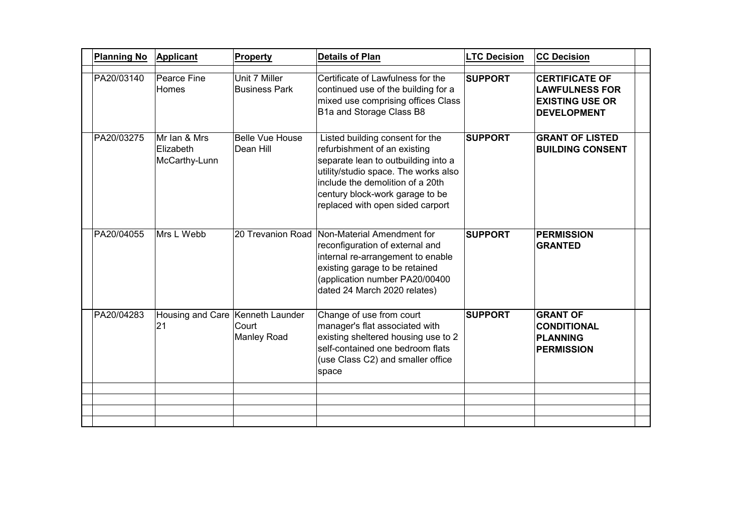| Planning No | Applicant | Property | Details of Plan | LTC Decision | CC Decision |
|---|---|---|---|---|---|
| PA20/03140 | Pearce Fine Homes | Unit 7 Miller Business Park | Certificate of Lawfulness for the continued use of the building for a mixed use comprising offices Class B1a and Storage Class B8 | **SUPPORT** | **CERTIFICATE OF LAWFULNESS FOR EXISTING USE OR DEVELOPMENT** |
| PA20/03275 | Mr Ian & Mrs Elizabeth McCarthy-Lunn | Belle Vue House Dean Hill | Listed building consent for the refurbishment of an existing separate lean to outbuilding into a utility/studio space. The works also include the demolition of a 20th century block-work garage to be replaced with open sided carport | **SUPPORT** | **GRANT OF LISTED BUILDING CONSENT** |
| PA20/04055 | Mrs L Webb | 20 Trevanion Road | Non-Material Amendment for reconfiguration of external and internal re-arrangement to enable existing garage to be retained (application number PA20/00400 dated 24 March 2020 relates) | **SUPPORT** | **PERMISSION GRANTED** |
| PA20/04283 | Housing and Care 21 | Kenneth Launder Court Manley Road | Change of use from court manager's flat associated with existing sheltered housing use to 2 self-contained one bedroom flats (use Class C2) and smaller office space | **SUPPORT** | **GRANT OF CONDITIONAL PLANNING PERMISSION** |